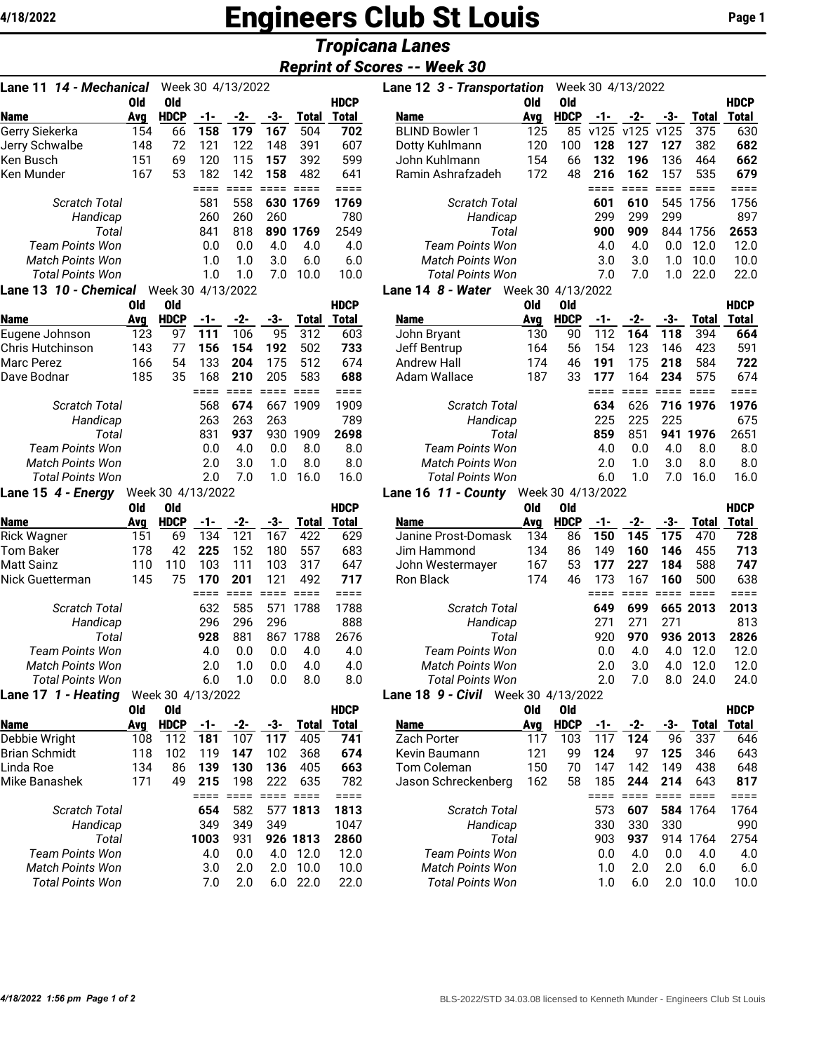# Engineers Club St Louis

## Tropicana Lanes

### Reprint of Scores -- Week 30

**Lane 11 *14 - Mechanical*** Week 30 4/13/2022

| Name | Old Avg | Old HDCP | -1- | -2- | -3- | Total | HDCP Total |
|---|---|---|---|---|---|---|---|
| Gerry Siekerka | 154 | 66 | **158** | **179** | **167** | 504 | **702** |
| Jerry Schwalbe | 148 | 72 | 121 | 122 | 148 | 391 | 607 |
| Ken Busch | 151 | 69 | 120 | 115 | **157** | 392 | 599 |
| Ken Munder | 167 | 53 | 182 | 142 | **158** | 482 | 641 |
| *Scratch Total* | | | 581 | 558 | **630** | **1769** | 1769 |
| *Handicap* | | | 260 | 260 | 260 | | 780 |
| *Total* | | | 841 | 818 | **890** | **1769** | 2549 |
| *Team Points Won* | | | 0.0 | 0.0 | 4.0 | 4.0 | 4.0 |
| *Match Points Won* | | | 1.0 | 1.0 | 3.0 | 6.0 | 6.0 |
| *Total Points Won* | | | 1.0 | 1.0 | 7.0 | 10.0 | 10.0 |

**Lane 12 *3 - Transportation*** Week 30 4/13/2022

| Name | Old Avg | Old HDCP | -1- | -2- | -3- | Total | HDCP Total |
|---|---|---|---|---|---|---|---|
| BLIND Bowler 1 | 125 | 85 | v125 | v125 | v125 | 375 | 630 |
| Dotty Kuhlmann | 120 | 100 | **128** | **127** | **127** | 382 | **682** |
| John Kuhlmann | 154 | 66 | **132** | **196** | 136 | 464 | **662** |
| Ramin Ashrafzadeh | 172 | 48 | **216** | **162** | 157 | 535 | **679** |
| *Scratch Total* | | | **601** | **610** | 545 | 1756 | 1756 |
| *Handicap* | | | 299 | 299 | 299 | | 897 |
| *Total* | | | **900** | **909** | 844 | 1756 | **2653** |
| *Team Points Won* | | | 4.0 | 4.0 | 0.0 | 12.0 | 12.0 |
| *Match Points Won* | | | 3.0 | 3.0 | 1.0 | 10.0 | 10.0 |
| *Total Points Won* | | | 7.0 | 7.0 | 1.0 | 22.0 | 22.0 |

**Lane 13 *10 - Chemical*** Week 30 4/13/2022

| Name | Old Avg | Old HDCP | -1- | -2- | -3- | Total | HDCP Total |
|---|---|---|---|---|---|---|---|
| Eugene Johnson | 123 | 97 | **111** | 106 | 95 | 312 | 603 |
| Chris Hutchinson | 143 | 77 | **156** | **154** | **192** | 502 | **733** |
| Marc Perez | 166 | 54 | 133 | **204** | 175 | 512 | 674 |
| Dave Bodnar | 185 | 35 | 168 | **210** | 205 | 583 | **688** |
| *Scratch Total* | | | 568 | **674** | 667 | 1909 | 1909 |
| *Handicap* | | | 263 | 263 | 263 | | 789 |
| *Total* | | | 831 | **937** | 930 | 1909 | **2698** |
| *Team Points Won* | | | 0.0 | 4.0 | 0.0 | 8.0 | 8.0 |
| *Match Points Won* | | | 2.0 | 3.0 | 1.0 | 8.0 | 8.0 |
| *Total Points Won* | | | 2.0 | 7.0 | 1.0 | 16.0 | 16.0 |

**Lane 14 *8 - Water*** Week 30 4/13/2022

| Name | Old Avg | Old HDCP | -1- | -2- | -3- | Total | HDCP Total |
|---|---|---|---|---|---|---|---|
| John Bryant | 130 | 90 | 112 | **164** | **118** | 394 | **664** |
| Jeff Bentrup | 164 | 56 | 154 | 123 | 146 | 423 | 591 |
| Andrew Hall | 174 | 46 | **191** | 175 | **218** | 584 | **722** |
| Adam Wallace | 187 | 33 | **177** | 164 | **234** | 575 | 674 |
| *Scratch Total* | | | **634** | 626 | **716** | **1976** | **1976** |
| *Handicap* | | | 225 | 225 | 225 | | 675 |
| *Total* | | | **859** | 851 | **941** | **1976** | 2651 |
| *Team Points Won* | | | 4.0 | 0.0 | 4.0 | 8.0 | 8.0 |
| *Match Points Won* | | | 2.0 | 1.0 | 3.0 | 8.0 | 8.0 |
| *Total Points Won* | | | 6.0 | 1.0 | 7.0 | 16.0 | 16.0 |

**Lane 15 *4 - Energy*** Week 30 4/13/2022

| Name | Old Avg | Old HDCP | -1- | -2- | -3- | Total | HDCP Total |
|---|---|---|---|---|---|---|---|
| Rick Wagner | 151 | 69 | 134 | 121 | 167 | 422 | 629 |
| Tom Baker | 178 | 42 | **225** | 152 | 180 | 557 | 683 |
| Matt Sainz | 110 | 110 | 103 | 111 | 103 | 317 | 647 |
| Nick Guetterman | 145 | 75 | **170** | **201** | 121 | 492 | **717** |
| *Scratch Total* | | | 632 | 585 | 571 | 1788 | 1788 |
| *Handicap* | | | 296 | 296 | 296 | | 888 |
| *Total* | | | **928** | 881 | 867 | 1788 | 2676 |
| *Team Points Won* | | | 4.0 | 0.0 | 0.0 | 4.0 | 4.0 |
| *Match Points Won* | | | 2.0 | 1.0 | 0.0 | 4.0 | 4.0 |
| *Total Points Won* | | | 6.0 | 1.0 | 0.0 | 8.0 | 8.0 |

**Lane 16 *11 - County*** Week 30 4/13/2022

| Name | Old Avg | Old HDCP | -1- | -2- | -3- | Total | HDCP Total |
|---|---|---|---|---|---|---|---|
| Janine Prost-Domask | 134 | 86 | **150** | **145** | **175** | 470 | **728** |
| Jim Hammond | 134 | 86 | 149 | **160** | **146** | 455 | **713** |
| John Westermayer | 167 | 53 | **177** | **227** | **184** | 588 | **747** |
| Ron Black | 174 | 46 | 173 | 167 | **160** | 500 | 638 |
| *Scratch Total* | | | **649** | **699** | **665** | **2013** | **2013** |
| *Handicap* | | | 271 | 271 | 271 | | 813 |
| *Total* | | | 920 | **970** | **936** | **2013** | **2826** |
| *Team Points Won* | | | 0.0 | 4.0 | 4.0 | 12.0 | 12.0 |
| *Match Points Won* | | | 2.0 | 3.0 | 4.0 | 12.0 | 12.0 |
| *Total Points Won* | | | 2.0 | 7.0 | 8.0 | 24.0 | 24.0 |

**Lane 17 *1 - Heating*** Week 30 4/13/2022

| Name | Old Avg | Old HDCP | -1- | -2- | -3- | Total | HDCP Total |
|---|---|---|---|---|---|---|---|
| Debbie Wright | 108 | 112 | **181** | 107 | **117** | 405 | **741** |
| Brian Schmidt | 118 | 102 | 119 | **147** | 102 | 368 | 674 |
| Linda Roe | 134 | 86 | **139** | **130** | **136** | 405 | 663 |
| Mike Banashek | 171 | 49 | **215** | 198 | 222 | 635 | 782 |
| *Scratch Total* | | | **654** | 582 | 577 | **1813** | **1813** |
| *Handicap* | | | 349 | 349 | 349 | | 1047 |
| *Total* | | | **1003** | 931 | **926** | **1813** | **2860** |
| *Team Points Won* | | | 4.0 | 0.0 | 4.0 | 12.0 | 12.0 |
| *Match Points Won* | | | 3.0 | 2.0 | 2.0 | 10.0 | 10.0 |
| *Total Points Won* | | | 7.0 | 2.0 | 6.0 | 22.0 | 22.0 |

**Lane 18 *9 - Civil*** Week 30 4/13/2022

| Name | Old Avg | Old HDCP | -1- | -2- | -3- | Total | HDCP Total |
|---|---|---|---|---|---|---|---|
| Zach Porter | 117 | 103 | 117 | **124** | 96 | 337 | 646 |
| Kevin Baumann | 121 | 99 | **124** | 97 | **125** | 346 | 643 |
| Tom Coleman | 150 | 70 | 147 | 142 | 149 | 438 | 648 |
| Jason Schreckenberg | 162 | 58 | 185 | **244** | **214** | 643 | **817** |
| *Scratch Total* | | | 573 | **607** | **584** | 1764 | 1764 |
| *Handicap* | | | 330 | 330 | 330 | | 990 |
| *Total* | | | 903 | **937** | 914 | 1764 | 2754 |
| *Team Points Won* | | | 0.0 | 4.0 | 0.0 | 4.0 | 4.0 |
| *Match Points Won* | | | 1.0 | 2.0 | 2.0 | 6.0 | 6.0 |
| *Total Points Won* | | | 1.0 | 6.0 | 2.0 | 10.0 | 10.0 |

BLS-2022/STD 34.03.08 licensed to Kenneth Munder - Engineers Club St Louis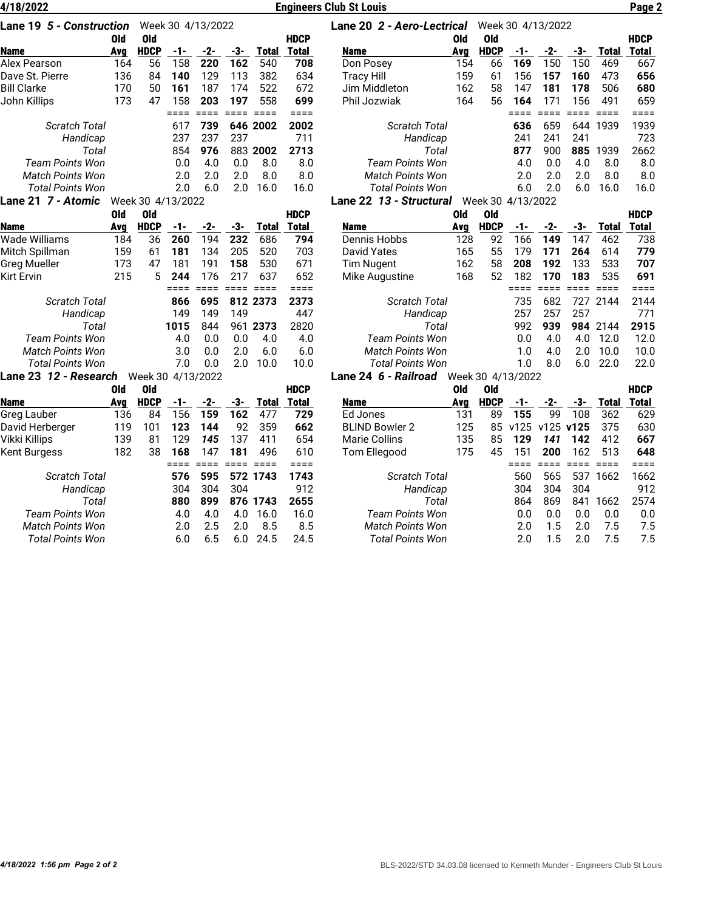## Lane 19 *5 - Construction* Week 30 4/13/2022

| Name | Old Avg | Old HDCP | -1- | -2- | -3- | Total | HDCP Total |
|---|---|---|---|---|---|---|---|
| Alex Pearson | 164 | 56 | 158 | **220** | **162** | 540 | **708** |
| Dave St. Pierre | 136 | 84 | **140** | 129 | 113 | 382 | 634 |
| Bill Clarke | 170 | 50 | **161** | 187 | 174 | 522 | 672 |
| John Killips | 173 | 47 | 158 | **203** | **197** | 558 | **699** |
| | | | ==== | ==== | ==== | ==== | ==== |
| *Scratch Total* | | | 617 | **739** | **646** | **2002** | **2002** |
| *Handicap* | | | 237 | 237 | 237 | | 711 |
| *Total* | | | 854 | **976** | 883 | **2002** | **2713** |
| *Team Points Won* | | | 0.0 | 4.0 | 0.0 | 8.0 | 8.0 |
| *Match Points Won* | | | 2.0 | 2.0 | 2.0 | 8.0 | 8.0 |
| *Total Points Won* | | | 2.0 | 6.0 | 2.0 | 16.0 | 16.0 |

## Lane 20 *2 - Aero-Lectrical* Week 30 4/13/2022

| Name | Old Avg | Old HDCP | -1- | -2- | -3- | Total | HDCP Total |
|---|---|---|---|---|---|---|---|
| Don Posey | 154 | 66 | **169** | 150 | 150 | 469 | 667 |
| Tracy Hill | 159 | 61 | 156 | **157** | **160** | 473 | **656** |
| Jim Middleton | 162 | 58 | 147 | **181** | **178** | 506 | **680** |
| Phil Jozwiak | 164 | 56 | **164** | 171 | 156 | 491 | 659 |
| | | | ==== | ==== | ==== | ==== | ==== |
| *Scratch Total* | | | **636** | 659 | 644 | 1939 | 1939 |
| *Handicap* | | | 241 | 241 | 241 | | 723 |
| *Total* | | | **877** | 900 | **885** | 1939 | 2662 |
| *Team Points Won* | | | 4.0 | 0.0 | 4.0 | 8.0 | 8.0 |
| *Match Points Won* | | | 2.0 | 2.0 | 2.0 | 8.0 | 8.0 |
| *Total Points Won* | | | 6.0 | 2.0 | 6.0 | 16.0 | 16.0 |

## Lane 21 *7 - Atomic* Week 30 4/13/2022

| Name | Old Avg | Old HDCP | -1- | -2- | -3- | Total | HDCP Total |
|---|---|---|---|---|---|---|---|
| Wade Williams | 184 | 36 | **260** | 194 | **232** | 686 | **794** |
| Mitch Spillman | 159 | 61 | **181** | 134 | 205 | 520 | 703 |
| Greg Mueller | 173 | 47 | 181 | 191 | **158** | 530 | 671 |
| Kirt Ervin | 215 | 5 | **244** | 176 | 217 | 637 | 652 |
| | | | ==== | ==== | ==== | ==== | ==== |
| *Scratch Total* | | | **866** | 695 | **812** | **2373** | **2373** |
| *Handicap* | | | 149 | 149 | 149 | | 447 |
| *Total* | | | **1015** | 844 | 961 | **2373** | 2820 |
| *Team Points Won* | | | 4.0 | 0.0 | 0.0 | 4.0 | 4.0 |
| *Match Points Won* | | | 3.0 | 0.0 | 2.0 | 6.0 | 6.0 |
| *Total Points Won* | | | 7.0 | 0.0 | 2.0 | 10.0 | 10.0 |

## Lane 22 *13 - Structural* Week 30 4/13/2022

| Name | Old Avg | Old HDCP | -1- | -2- | -3- | Total | HDCP Total |
|---|---|---|---|---|---|---|---|
| Dennis Hobbs | 128 | 92 | 166 | **149** | 147 | 462 | 738 |
| David Yates | 165 | 55 | 179 | **171** | **264** | 614 | **779** |
| Tim Nugent | 162 | 58 | **208** | **192** | 133 | 533 | **707** |
| Mike Augustine | 168 | 52 | 182 | **170** | **183** | 535 | **691** |
| | | | ==== | ==== | ==== | ==== | ==== |
| *Scratch Total* | | | 735 | 682 | 727 | 2144 | 2144 |
| *Handicap* | | | 257 | 257 | 257 | | 771 |
| *Total* | | | 992 | **939** | **984** | 2144 | **2915** |
| *Team Points Won* | | | 0.0 | 4.0 | 4.0 | 12.0 | 12.0 |
| *Match Points Won* | | | 1.0 | 4.0 | 2.0 | 10.0 | 10.0 |
| *Total Points Won* | | | 1.0 | 8.0 | 6.0 | 22.0 | 22.0 |

## Lane 23 *12 - Research* Week 30 4/13/2022

| Name | Old Avg | Old HDCP | -1- | -2- | -3- | Total | HDCP Total |
|---|---|---|---|---|---|---|---|
| Greg Lauber | 136 | 84 | 156 | **159** | **162** | 477 | **729** |
| David Herberger | 119 | 101 | **123** | **144** | 92 | 359 | **662** |
| Vikki Killips | 139 | 81 | 129 | ***145*** | 137 | 411 | 654 |
| Kent Burgess | 182 | 38 | **168** | 147 | **181** | 496 | 610 |
| | | | ==== | ==== | ==== | ==== | ==== |
| *Scratch Total* | | | **576** | **595** | **572** | **1743** | **1743** |
| *Handicap* | | | 304 | 304 | 304 | | 912 |
| *Total* | | | **880** | **899** | **876** | **1743** | 2655 |
| *Team Points Won* | | | 4.0 | 4.0 | 4.0 | 16.0 | 16.0 |
| *Match Points Won* | | | 2.0 | 2.5 | 2.0 | 8.5 | 8.5 |
| *Total Points Won* | | | 6.0 | 6.5 | 6.0 | 24.5 | 24.5 |

## Lane 24 *6 - Railroad* Week 30 4/13/2022

| Name | Old Avg | Old HDCP | -1- | -2- | -3- | Total | HDCP Total |
|---|---|---|---|---|---|---|---|
| Ed Jones | 131 | 89 | **155** | 99 | 108 | 362 | 629 |
| BLIND Bowler 2 | 125 | 85 | v125 | v125 | **v125** | 375 | 630 |
| Marie Collins | 135 | 85 | **129** | ***141*** | **142** | 412 | **667** |
| Tom Ellegood | 175 | 45 | 151 | **200** | 162 | 513 | **648** |
| | | | ==== | ==== | ==== | ==== | ==== |
| *Scratch Total* | | | 560 | 565 | 537 | 1662 | 1662 |
| *Handicap* | | | 304 | 304 | 304 | | 912 |
| *Total* | | | 864 | 869 | 841 | 1662 | 2574 |
| *Team Points Won* | | | 0.0 | 0.0 | 0.0 | 0.0 | 0.0 |
| *Match Points Won* | | | 2.0 | 1.5 | 2.0 | 7.5 | 7.5 |
| *Total Points Won* | | | 2.0 | 1.5 | 2.0 | 7.5 | 7.5 |